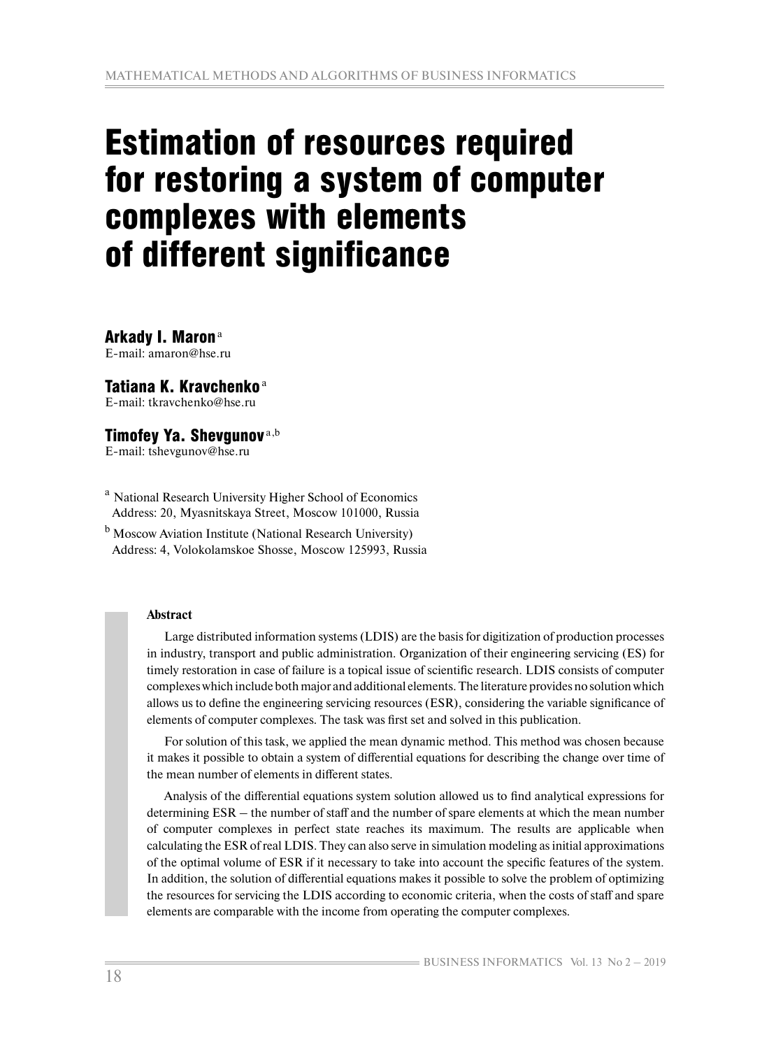# Estimation of resources required for restoring a system of computer complexes with elements of different significance

**Arkady I. Maron** [a]
E-mail: amaron@hse.ru

**Tatiana K. Kravchenko** [a]
E-mail: tkravchenko@hse.ru

**Timofey Ya. Shevgunov** [a,b]
E-mail: tshevgunov@hse.ru

[a] National Research University Higher School of Economics
Address: 20, Myasnitskaya Street, Moscow 101000, Russia

[b] Moscow Aviation Institute (National Research University)
Address: 4, Volokolamskoe Shosse, Moscow 125993, Russia

**Abstract**

Large distributed information systems (LDIS) are the basis for digitization of production processes in industry, transport and public administration. Organization of their engineering servicing (ES) for timely restoration in case of failure is a topical issue of scientific research. LDIS consists of computer complexes which include both major and additional elements. The literature provides no solution which allows us to define the engineering servicing resources (ESR), considering the variable significance of elements of computer complexes. The task was first set and solved in this publication.

For solution of this task, we applied the mean dynamic method. This method was chosen because it makes it possible to obtain a system of differential equations for describing the change over time of the mean number of elements in different states.

Analysis of the differential equations system solution allowed us to find analytical expressions for determining ESR – the number of staff and the number of spare elements at which the mean number of computer complexes in perfect state reaches its maximum. The results are applicable when calculating the ESR of real LDIS. They can also serve in simulation modeling as initial approximations of the optimal volume of ESR if it necessary to take into account the specific features of the system. In addition, the solution of differential equations makes it possible to solve the problem of optimizing the resources for servicing the LDIS according to economic criteria, when the costs of staff and spare elements are comparable with the income from operating the computer complexes.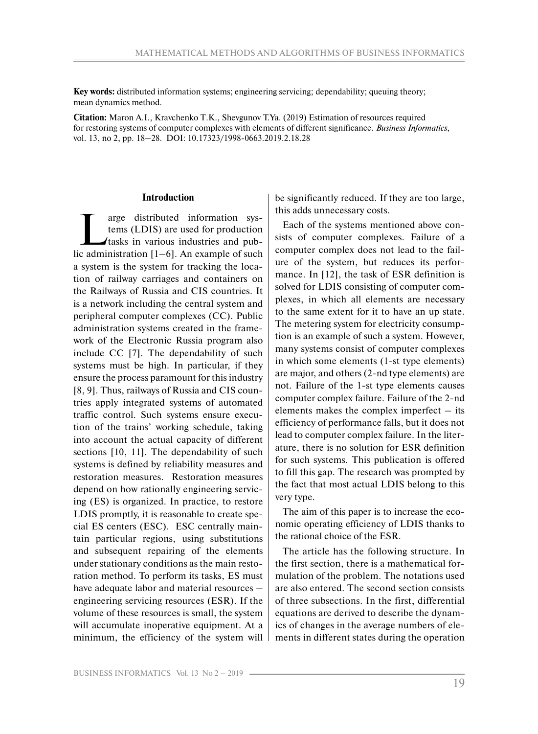**Key words:** distributed information systems; engineering servicing; dependability; queuing theory; mean dynamics method.

**Citation:** Maron A.I., Kravchenko T.K., Shevgunov T.Ya. (2019) Estimation of resources required for restoring systems of computer complexes with elements of different significance. *Business Informatics*, vol. 13, no 2, pp. 18–28. DOI: 10.17323/1998-0663.2019.2.18.28

## Introduction

Large distributed information systems (LDIS) are used for production tasks in various industries and public administration [1–6]. An example of such a system is the system for tracking the location of railway carriages and containers on the Railways of Russia and CIS countries. It is a network including the central system and peripheral computer complexes (CC). Public administration systems created in the framework of the Electronic Russia program also include CC [7]. The dependability of such systems must be high. In particular, if they ensure the process paramount for this industry [8, 9]. Thus, railways of Russia and CIS countries apply integrated systems of automated traffic control. Such systems ensure execution of the trains' working schedule, taking into account the actual capacity of different sections [10, 11]. The dependability of such systems is defined by reliability measures and restoration measures. Restoration measures depend on how rationally engineering servicing (ES) is organized. In practice, to restore LDIS promptly, it is reasonable to create special ES centers (ESC). ESC centrally maintain particular regions, using substitutions and subsequent repairing of the elements under stationary conditions as the main restoration method. To perform its tasks, ES must have adequate labor and material resources – engineering servicing resources (ESR). If the volume of these resources is small, the system will accumulate inoperative equipment. At a minimum, the efficiency of the system will be significantly reduced. If they are too large, this adds unnecessary costs.

Each of the systems mentioned above consists of computer complexes. Failure of a computer complex does not lead to the failure of the system, but reduces its performance. In [12], the task of ESR definition is solved for LDIS consisting of computer complexes, in which all elements are necessary to the same extent for it to have an up state. The metering system for electricity consumption is an example of such a system. However, many systems consist of computer complexes in which some elements (1-st type elements) are major, and others (2-nd type elements) are not. Failure of the 1-st type elements causes computer complex failure. Failure of the 2-nd elements makes the complex imperfect – its efficiency of performance falls, but it does not lead to computer complex failure. In the literature, there is no solution for ESR definition for such systems. This publication is offered to fill this gap. The research was prompted by the fact that most actual LDIS belong to this very type.

The aim of this paper is to increase the economic operating efficiency of LDIS thanks to the rational choice of the ESR.

The article has the following structure. In the first section, there is a mathematical formulation of the problem. The notations used are also entered. The second section consists of three subsections. In the first, differential equations are derived to describe the dynamics of changes in the average numbers of elements in different states during the operation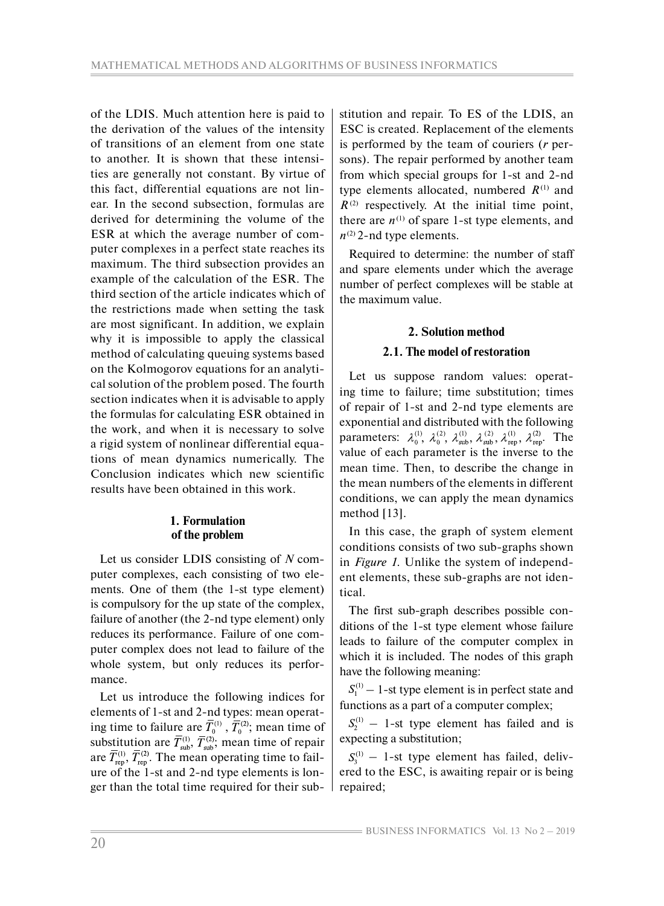of the LDIS. Much attention here is paid to the derivation of the values of the intensity of transitions of an element from one state to another. It is shown that these intensities are generally not constant. By virtue of this fact, differential equations are not linear. In the second subsection, formulas are derived for determining the volume of the ESR at which the average number of computer complexes in a perfect state reaches its maximum. The third subsection provides an example of the calculation of the ESR. The third section of the article indicates which of the restrictions made when setting the task are most significant. In addition, we explain why it is impossible to apply the classical method of calculating queuing systems based on the Kolmogorov equations for an analytical solution of the problem posed. The fourth section indicates when it is advisable to apply the formulas for calculating ESR obtained in the work, and when it is necessary to solve a rigid system of nonlinear differential equations of mean dynamics numerically. The Conclusion indicates which new scientific results have been obtained in this work.

## 1. Formulation of the problem

Let us consider LDIS consisting of $N$ computer complexes, each consisting of two elements. One of them (the 1-st type element) is compulsory for the up state of the complex, failure of another (the 2-nd type element) only reduces its performance. Failure of one computer complex does not lead to failure of the whole system, but only reduces its performance.

Let us introduce the following indices for elements of 1-st and 2-nd types: mean operating time to failure are $\overline{T}_0^{(1)}$ , $\overline{T}_0^{(2)}$; mean time of substitution are $\overline{T}_{\text{sub}}^{(1)}$, $\overline{T}_{\text{sub}}^{(2)}$; mean time of repair are $\overline{T}_{\text{rep}}^{(1)}$, $\overline{T}_{\text{rep}}^{(2)}$. The mean operating time to failure of the 1-st and 2-nd type elements is longer than the total time required for their substitution and repair. To ES of the LDIS, an ESC is created. Replacement of the elements is performed by the team of couriers ($r$ persons). The repair performed by another team from which special groups for 1-st and 2-nd type elements allocated, numbered $R^{(1)}$ and $R^{(2)}$ respectively. At the initial time point, there are $n^{(1)}$ of spare 1-st type elements, and $n^{(2)}$ 2-nd type elements.

Required to determine: the number of staff and spare elements under which the average number of perfect complexes will be stable at the maximum value.

## 2. Solution method

### 2.1. The model of restoration

Let us suppose random values: operating time to failure; time substitution; times of repair of 1-st and 2-nd type elements are exponential and distributed with the following parameters: $\lambda_0^{(1)}$, $\lambda_0^{(2)}$, $\lambda_{\text{sub}}^{(1)}$, $\lambda_{\text{sub}}^{(2)}$, $\lambda_{\text{rep}}^{(1)}$, $\lambda_{\text{rep}}^{(2)}$. The value of each parameter is the inverse to the mean time. Then, to describe the change in the mean numbers of the elements in different conditions, we can apply the mean dynamics method [13].

In this case, the graph of system element conditions consists of two sub-graphs shown in *Figure 1.* Unlike the system of independent elements, these sub-graphs are not identical.

The first sub-graph describes possible conditions of the 1-st type element whose failure leads to failure of the computer complex in which it is included. The nodes of this graph have the following meaning:

$S_1^{(1)}$ – 1-st type element is in perfect state and functions as a part of a computer complex;

$S_2^{(1)}$ – 1-st type element has failed and is expecting a substitution;

$S_3^{(1)}$ – 1-st type element has failed, delivered to the ESC, is awaiting repair or is being repaired;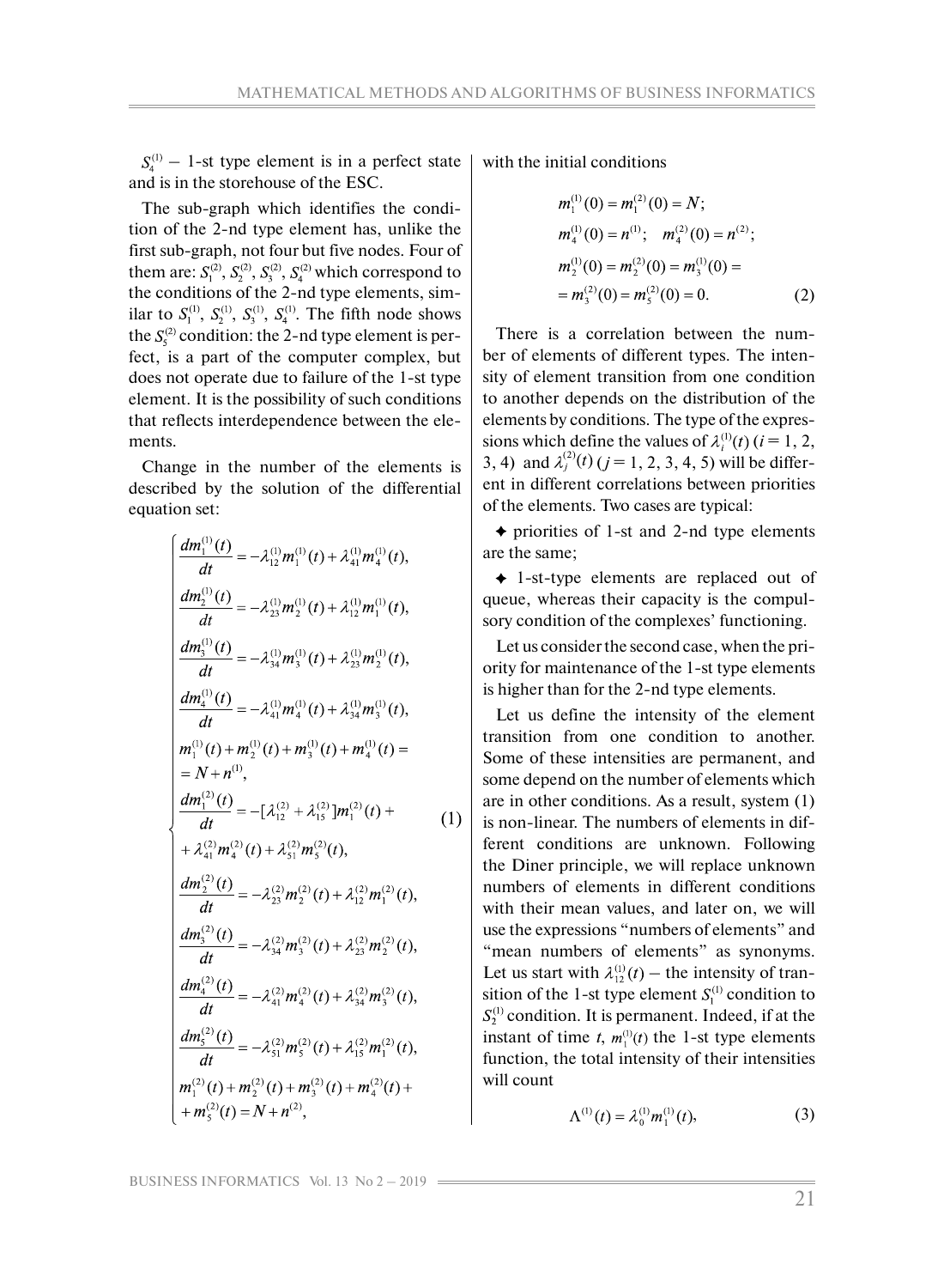$S_4^{(1)}$ – 1-st type element is in a perfect state and is in the storehouse of the ESC.

The sub-graph which identifies the condition of the 2-nd type element has, unlike the first sub-graph, not four but five nodes. Four of them are: $S_1^{(2)}$, $S_2^{(2)}$, $S_3^{(2)}$, $S_4^{(2)}$ which correspond to the conditions of the 2-nd type elements, similar to $S_1^{(1)}$, $S_2^{(1)}$, $S_3^{(1)}$, $S_4^{(1)}$. The fifth node shows the $S_5^{(2)}$ condition: the 2-nd type element is perfect, is a part of the computer complex, but does not operate due to failure of the 1-st type element. It is the possibility of such conditions that reflects interdependence between the elements.

Change in the number of the elements is described by the solution of the differential equation set:

$$
\begin{cases}
\dfrac{dm_1^{(1)}(t)}{dt} = -\lambda_{12}^{(1)} m_1^{(1)}(t) + \lambda_{41}^{(1)} m_4^{(1)}(t), \\
\dfrac{dm_2^{(1)}(t)}{dt} = -\lambda_{23}^{(1)} m_2^{(1)}(t) + \lambda_{12}^{(1)} m_1^{(1)}(t), \\
\dfrac{dm_3^{(1)}(t)}{dt} = -\lambda_{34}^{(1)} m_3^{(1)}(t) + \lambda_{23}^{(1)} m_2^{(1)}(t), \\
\dfrac{dm_4^{(1)}(t)}{dt} = -\lambda_{41}^{(1)} m_4^{(1)}(t) + \lambda_{34}^{(1)} m_3^{(1)}(t), \\
m_1^{(1)}(t) + m_2^{(1)}(t) + m_3^{(1)}(t) + m_4^{(1)}(t) = \\
= N + n^{(1)}, \\
\dfrac{dm_1^{(2)}(t)}{dt} = -[\lambda_{12}^{(2)} + \lambda_{15}^{(2)}] m_1^{(2)}(t) + \\
+ \lambda_{41}^{(2)} m_4^{(2)}(t) + \lambda_{51}^{(2)} m_5^{(2)}(t), \\
\dfrac{dm_2^{(2)}(t)}{dt} = -\lambda_{23}^{(2)} m_2^{(2)}(t) + \lambda_{12}^{(2)} m_1^{(2)}(t), \\
\dfrac{dm_3^{(2)}(t)}{dt} = -\lambda_{34}^{(2)} m_3^{(2)}(t) + \lambda_{23}^{(2)} m_2^{(2)}(t), \\
\dfrac{dm_4^{(2)}(t)}{dt} = -\lambda_{41}^{(2)} m_4^{(2)}(t) + \lambda_{34}^{(2)} m_3^{(2)}(t), \\
\dfrac{dm_5^{(2)}(t)}{dt} = -\lambda_{51}^{(2)} m_5^{(2)}(t) + \lambda_{15}^{(2)} m_1^{(2)}(t), \\
m_1^{(2)}(t) + m_2^{(2)}(t) + m_3^{(2)}(t) + m_4^{(2)}(t) + \\
+ m_5^{(2)}(t) = N + n^{(2)},
\end{cases}
\tag{1}
$$

with the initial conditions

$$
\begin{aligned}
& m_1^{(1)}(0) = m_1^{(2)}(0) = N; \\
& m_4^{(1)}(0) = n^{(1)}; \quad m_4^{(2)}(0) = n^{(2)}; \\
& m_2^{(1)}(0) = m_2^{(2)}(0) = m_3^{(1)}(0) = \\
& = m_3^{(2)}(0) = m_5^{(2)}(0) = 0.
\end{aligned}
\tag{2}
$$

There is a correlation between the number of elements of different types. The intensity of element transition from one condition to another depends on the distribution of the elements by conditions. The type of the expressions which define the values of $\lambda_i^{(1)}(t)$ ($i = 1, 2, 3, 4$) and $\lambda_j^{(2)}(t)$ ($j = 1, 2, 3, 4, 5$) will be different in different correlations between priorities of the elements. Two cases are typical:

- priorities of 1-st and 2-nd type elements are the same;
- 1-st-type elements are replaced out of queue, whereas their capacity is the compulsory condition of the complexes' functioning.

Let us consider the second case, when the priority for maintenance of the 1-st type elements is higher than for the 2-nd type elements.

Let us define the intensity of the element transition from one condition to another. Some of these intensities are permanent, and some depend on the number of elements which are in other conditions. As a result, system (1) is non-linear. The numbers of elements in different conditions are unknown. Following the Diner principle, we will replace unknown numbers of elements in different conditions with their mean values, and later on, we will use the expressions "numbers of elements" and "mean numbers of elements" as synonyms. Let us start with $\lambda_{12}^{(1)}(t)$ – the intensity of transition of the 1-st type element $S_1^{(1)}$ condition to $S_2^{(1)}$ condition. It is permanent. Indeed, if at the instant of time $t$, $m_1^{(1)}(t)$ the 1-st type elements function, the total intensity of their intensities will count

$$
\Lambda^{(1)}(t) = \lambda_0^{(1)} m_1^{(1)}(t),
\tag{3}
$$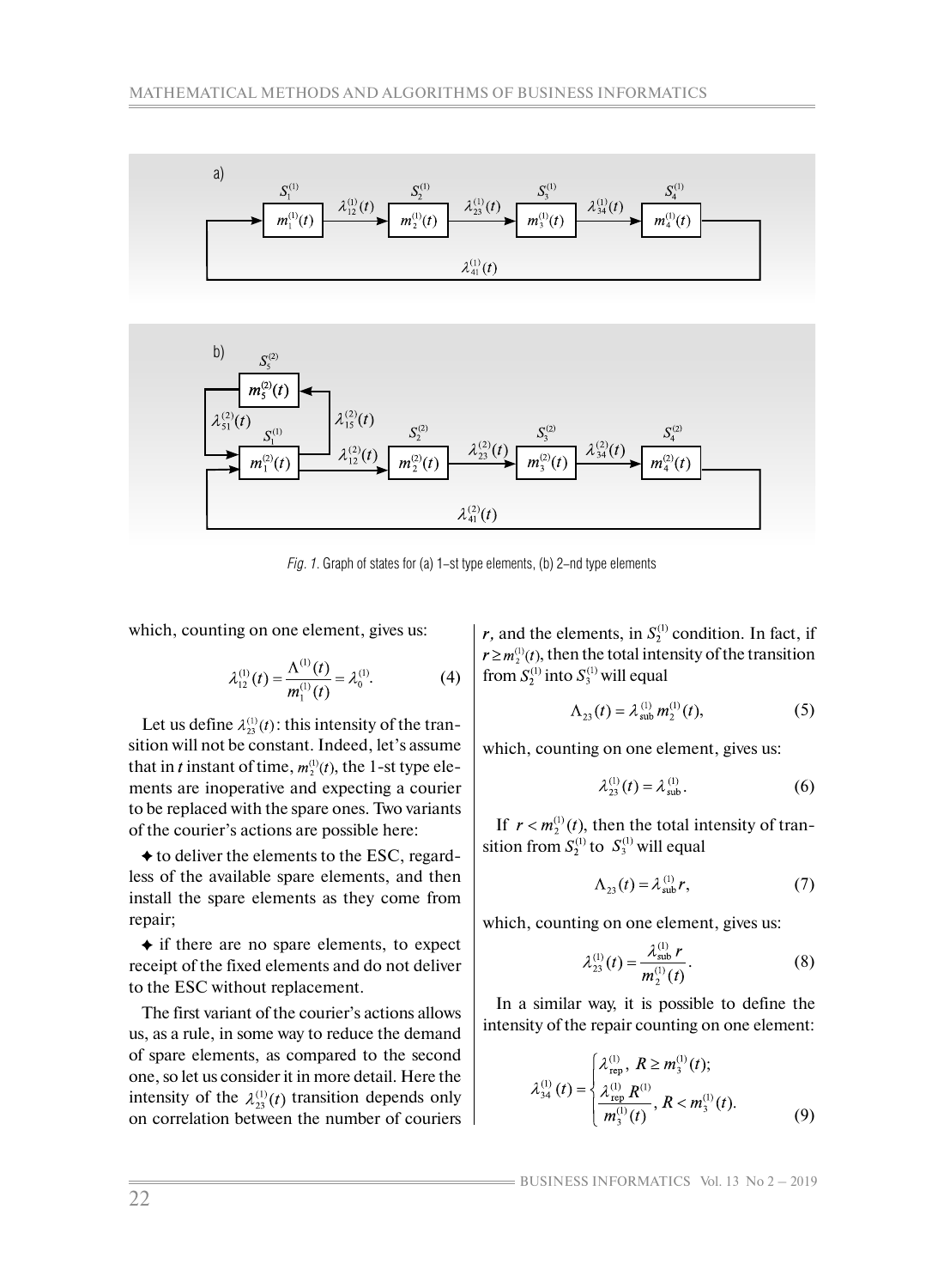*Fig. 1.* Graph of states for (a) 1–st type elements, (b) 2–nd type elements

which, counting on one element, gives us:

$$\lambda_{12}^{(1)}(t) = \frac{\Lambda^{(1)}(t)}{m_1^{(1)}(t)} = \lambda_0^{(1)}. \tag{4}$$

Let us define $\lambda_{23}^{(1)}(t)$: this intensity of the transition will not be constant. Indeed, let's assume that in *t* instant of time, $m_2^{(1)}(t)$, the 1-st type elements are inoperative and expecting a courier to be replaced with the spare ones. Two variants of the courier's actions are possible here:

✦ to deliver the elements to the ESC, regardless of the available spare elements, and then install the spare elements as they come from repair;

✦ if there are no spare elements, to expect receipt of the fixed elements and do not deliver to the ESC without replacement.

The first variant of the courier's actions allows us, as a rule, in some way to reduce the demand of spare elements, as compared to the second one, so let us consider it in more detail. Here the intensity of the $\lambda_{23}^{(1)}(t)$ transition depends only on correlation between the number of couriers *r*, and the elements, in $S_2^{(1)}$ condition. In fact, if $r \geq m_2^{(1)}(t)$, then the total intensity of the transition from $S_2^{(1)}$ into $S_3^{(1)}$ will equal

$$\Lambda_{23}(t) = \lambda_{\text{sub}}^{(1)} m_2^{(1)}(t), \tag{5}$$

which, counting on one element, gives us:

$$\lambda_{23}^{(1)}(t) = \lambda_{\text{sub}}^{(1)}. \tag{6}$$

If $r < m_2^{(1)}(t)$, then the total intensity of transition from $S_2^{(1)}$ to $S_3^{(1)}$ will equal

$$\Lambda_{23}(t) = \lambda_{\text{sub}}^{(1)} r, \tag{7}$$

which, counting on one element, gives us:

$$\lambda_{23}^{(1)}(t) = \frac{\lambda_{\text{sub}}^{(1)} r}{m_2^{(1)}(t)}. \tag{8}$$

In a similar way, it is possible to define the intensity of the repair counting on one element:

$$\lambda_{34}^{(1)}(t) = \begin{cases} \lambda_{\text{rep}}^{(1)}, \ R \geq m_3^{(1)}(t); \\ \dfrac{\lambda_{\text{rep}}^{(1)} R^{(1)}}{m_3^{(1)}(t)}, \ R < m_3^{(1)}(t). \end{cases} \tag{9}$$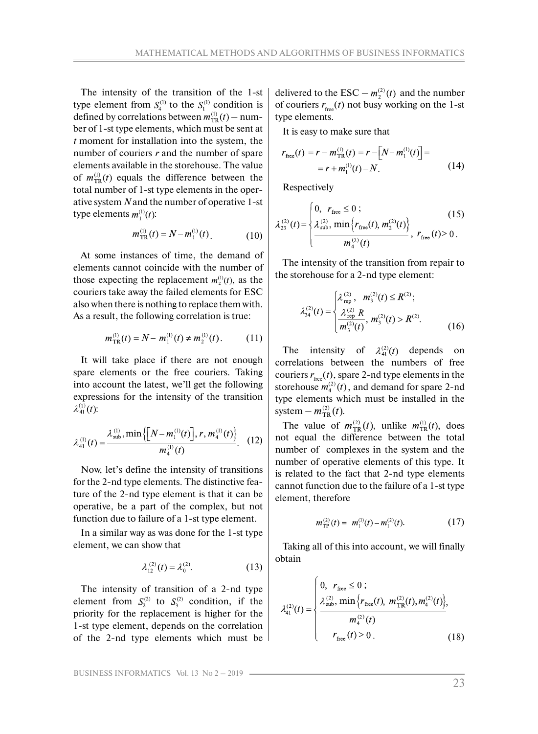The intensity of the transition of the 1-st type element from $S_4^{(1)}$ to the $S_1^{(1)}$ condition is defined by correlations between $m_{\text{TR}}^{(1)}(t)$ – number of 1-st type elements, which must be sent at $t$ moment for installation into the system, the number of couriers $r$ and the number of spare elements available in the storehouse. The value of $m_{\text{TR}}^{(1)}(t)$ equals the difference between the total number of 1-st type elements in the operative system $N$ and the number of operative 1-st type elements $m_1^{(1)}(t)$:

$$m_{\text{TR}}^{(1)}(t) = N - m_1^{(1)}(t). \tag{10}$$

At some instances of time, the demand of elements cannot coincide with the number of those expecting the replacement $m_2^{(1)}(t)$, as the couriers take away the failed elements for ESC also when there is nothing to replace them with. As a result, the following correlation is true:

$$m_{\text{TR}}^{(1)}(t) = N - m_1^{(1)}(t) \neq m_2^{(1)}(t). \tag{11}$$

It will take place if there are not enough spare elements or the free couriers. Taking into account the latest, we'll get the following expressions for the intensity of the transition $\lambda_{41}^{(1)}(t)$:

$$\lambda_{41}^{(1)}(t) = \frac{\lambda_{\text{sub}}^{(1)}, \min\left\{\left[N - m_1^{(1)}(t)\right], r, m_4^{(1)}(t)\right\}}{m_4^{(1)}(t)}. \tag{12}$$

Now, let's define the intensity of transitions for the 2-nd type elements. The distinctive feature of the 2-nd type element is that it can be operative, be a part of the complex, but not function due to failure of a 1-st type element.

In a similar way as was done for the 1-st type element, we can show that

$$\lambda_{12}^{(2)}(t) = \lambda_0^{(2)}. \tag{13}$$

The intensity of transition of a 2-nd type element from $S_2^{(2)}$ to $S_3^{(2)}$ condition, if the priority for the replacement is higher for the 1-st type element, depends on the correlation of the 2-nd type elements which must be delivered to the ESC – $m_2^{(2)}(t)$ and the number of couriers $r_{\text{free}}(t)$ not busy working on the 1-st type elements.

It is easy to make sure that

$$\begin{aligned} r_{\text{free}}(t) &= r - m_{\text{TR}}^{(1)}(t) = r - \left[N - m_1^{(1)}(t)\right] = \\ &= r + m_1^{(1)}(t) - N. \end{aligned} \tag{14}$$

Respectively

$$\lambda_{23}^{(2)}(t) = \begin{cases} 0, & r_{\text{free}} \leq 0\,; \\ \dfrac{\lambda_{\text{sub}}^{(2)}, \min\left\{r_{\text{free}}(t), m_2^{(2)}(t)\right\}}{m_4^{(2)}(t)}, & r_{\text{free}}(t) > 0\,. \end{cases} \tag{15}$$

The intensity of the transition from repair to the storehouse for a 2-nd type element:

$$\lambda_{34}^{(2)}(t) = \begin{cases} \lambda_{\text{rep}}^{(2)}, & m_3^{(2)}(t) \leq R^{(2)}; \\ \dfrac{\lambda_{\text{rep}}^{(2)} R}{m_3^{(2)}(t)}, & m_3^{(2)}(t) > R^{(2)}. \end{cases} \tag{16}$$

The intensity of $\lambda_{41}^{(2)}(t)$ depends on correlations between the numbers of free couriers $r_{\text{free}}(t)$, spare 2-nd type elements in the storehouse $m_4^{(2)}(t)$, and demand for spare 2-nd type elements which must be installed in the system – $m_{\text{TR}}^{(2)}(t)$.

The value of $m_{\text{TR}}^{(2)}(t)$, unlike $m_{\text{TR}}^{(1)}(t)$, does not equal the difference between the total number of complexes in the system and the number of operative elements of this type. It is related to the fact that 2-nd type elements cannot function due to the failure of a 1-st type element, therefore

$$m_{\text{TP}}^{(2)}(t) = m_1^{(1)}(t) - m_1^{(2)}(t). \tag{17}$$

Taking all of this into account, we will finally obtain

$$\lambda_{41}^{(2)}(t) = \begin{cases} 0, & r_{\text{free}} \leq 0\,; \\ \dfrac{\lambda_{\text{sub}}^{(2)}, \min\left\{r_{\text{free}}(t),\ m_{\text{TR}}^{(2)}(t), m_4^{(2)}(t)\right\}}{m_4^{(2)}(t)}, & \\ r_{\text{free}}(t) > 0\,. \end{cases} \tag{18}$$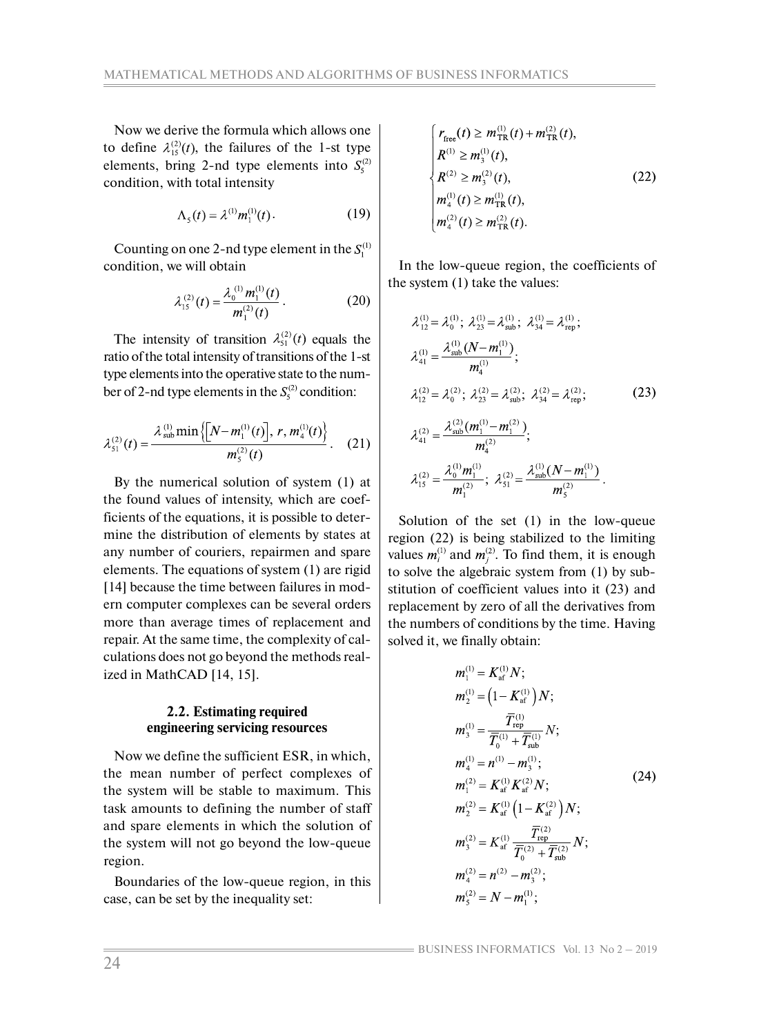Now we derive the formula which allows one to define $\lambda_{15}^{(2)}(t)$, the failures of the 1-st type elements, bring 2-nd type elements into $S_5^{(2)}$ condition, with total intensity

$$\Lambda_5(t) = \lambda^{(1)} m_1^{(1)}(t). \tag{19}$$

Counting on one 2-nd type element in the $S_1^{(1)}$ condition, we will obtain

$$\lambda_{15}^{(2)}(t) = \frac{\lambda_0^{(1)} m_1^{(1)}(t)}{m_1^{(2)}(t)}. \tag{20}$$

The intensity of transition $\lambda_{51}^{(2)}(t)$ equals the ratio of the total intensity of transitions of the 1-st type elements into the operative state to the number of 2-nd type elements in the $S_5^{(2)}$ condition:

$$\lambda_{51}^{(2)}(t) = \frac{\lambda_{\text{sub}}^{(1)} \min\left\{\left[N - m_1^{(1)}(t)\right],\ r,\ m_4^{(1)}(t)\right\}}{m_5^{(2)}(t)}. \tag{21}$$

By the numerical solution of system (1) at the found values of intensity, which are coefficients of the equations, it is possible to determine the distribution of elements by states at any number of couriers, repairmen and spare elements. The equations of system (1) are rigid [14] because the time between failures in modern computer complexes can be several orders more than average times of replacement and repair. At the same time, the complexity of calculations does not go beyond the methods realized in MathCAD [14, 15].

### 2.2. Estimating required engineering servicing resources

Now we define the sufficient ESR, in which, the mean number of perfect complexes of the system will be stable to maximum. This task amounts to defining the number of staff and spare elements in which the solution of the system will not go beyond the low-queue region.

Boundaries of the low-queue region, in this case, can be set by the inequality set:

$$\begin{cases} r_{\text{free}}(t) \geq m_{\text{TR}}^{(1)}(t) + m_{\text{TR}}^{(2)}(t), \\ R^{(1)} \geq m_3^{(1)}(t), \\ R^{(2)} \geq m_3^{(2)}(t), \\ m_4^{(1)}(t) \geq m_{\text{TR}}^{(1)}(t), \\ m_4^{(2)}(t) \geq m_{\text{TR}}^{(2)}(t). \end{cases} \tag{22}$$

In the low-queue region, the coefficients of the system (1) take the values:

$$\begin{aligned} &\lambda_{12}^{(1)} = \lambda_0^{(1)};\ \lambda_{23}^{(1)} = \lambda_{\text{sub}}^{(1)};\ \lambda_{34}^{(1)} = \lambda_{\text{rep}}^{(1)}; \\ &\lambda_{41}^{(1)} = \frac{\lambda_{\text{sub}}^{(1)}(N - m_1^{(1)})}{m_4^{(1)}}; \\ &\lambda_{12}^{(2)} = \lambda_0^{(2)};\ \lambda_{23}^{(2)} = \lambda_{\text{sub}}^{(2)};\ \lambda_{34}^{(2)} = \lambda_{\text{rep}}^{(2)}; \\ &\lambda_{41}^{(2)} = \frac{\lambda_{\text{sub}}^{(2)}(m_1^{(1)} - m_1^{(2)})}{m_4^{(2)}}; \\ &\lambda_{15}^{(2)} = \frac{\lambda_0^{(1)} m_1^{(1)}}{m_1^{(2)}};\ \lambda_{51}^{(2)} = \frac{\lambda_{\text{sub}}^{(1)}(N - m_1^{(1)})}{m_5^{(2)}}. \end{aligned} \tag{23}$$

Solution of the set (1) in the low-queue region (22) is being stabilized to the limiting values $m_i^{(1)}$ and $m_j^{(2)}$. To find them, it is enough to solve the algebraic system from (1) by substitution of coefficient values into it (23) and replacement by zero of all the derivatives from the numbers of conditions by the time. Having solved it, we finally obtain:

$$\begin{aligned} &m_1^{(1)} = K_{\text{af}}^{(1)} N; \\ &m_2^{(1)} = \left(1 - K_{\text{af}}^{(1)}\right) N; \\ &m_3^{(1)} = \frac{\overline{T}_{\text{rep}}^{(1)}}{\overline{T}_0^{(1)} + \overline{T}_{\text{sub}}^{(1)}} N; \\ &m_4^{(1)} = n^{(1)} - m_3^{(1)}; \\ &m_1^{(2)} = K_{\text{af}}^{(1)} K_{\text{af}}^{(2)} N; \\ &m_2^{(2)} = K_{\text{af}}^{(1)} \left(1 - K_{\text{af}}^{(2)}\right) N; \\ &m_3^{(2)} = K_{\text{af}}^{(1)} \frac{\overline{T}_{\text{rep}}^{(2)}}{\overline{T}_0^{(2)} + \overline{T}_{\text{sub}}^{(2)}} N; \\ &m_4^{(2)} = n^{(2)} - m_3^{(2)}; \\ &m_5^{(2)} = N - m_1^{(1)}; \end{aligned} \tag{24}$$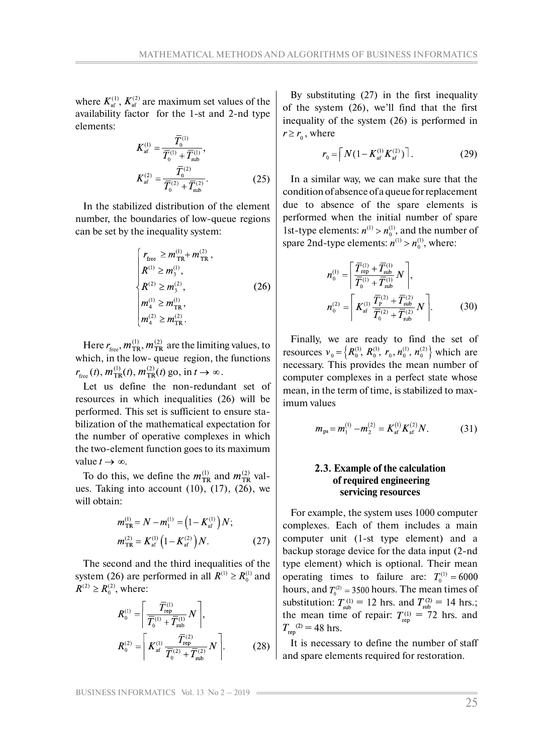where $K_{af}^{(1)}$, $K_{af}^{(2)}$ are maximum set values of the availability factor for the 1-st and 2-nd type elements:

$$K_{af}^{(1)} = \frac{\overline{T}_0^{(1)}}{\overline{T}_0^{(1)} + \overline{T}_{sub}^{(1)}},$$
$$K_{af}^{(2)} = \frac{\overline{T}_0^{(2)}}{\overline{T}_0^{(2)} + \overline{T}_{sub}^{(2)}}. \qquad (25)$$

In the stabilized distribution of the element number, the boundaries of low-queue regions can be set by the inequality system:

$$\begin{cases} r_{free} \geq m_{TR}^{(1)} + m_{TR}^{(2)}, \\ R^{(1)} \geq m_3^{(1)}, \\ R^{(2)} \geq m_3^{(2)}, \\ m_4^{(1)} \geq m_{TR}^{(1)}, \\ m_4^{(2)} \geq m_{TR}^{(2)}. \end{cases} \qquad (26)$$

Here $r_{free}, m_{TR}^{(1)}, m_{TR}^{(2)}$ are the limiting values, to which, in the low- queue region, the functions $r_{free}(t), m_{TR}^{(1)}(t), m_{TR}^{(2)}(t)$ go, in $t \to \infty$.

Let us define the non-redundant set of resources in which inequalities (26) will be performed. This set is sufficient to ensure stabilization of the mathematical expectation for the number of operative complexes in which the two-element function goes to its maximum value $t \to \infty$.

To do this, we define the $m_{TR}^{(1)}$ and $m_{TR}^{(2)}$ values. Taking into account (10), (17), (26), we will obtain:

$$m_{TR}^{(1)} = N - m_1^{(1)} = \left(1 - K_{af}^{(1)}\right)N;$$
$$m_{TR}^{(2)} = K_{af}^{(1)}\left(1 - K_{af}^{(2)}\right)N. \qquad (27)$$

The second and the third inequalities of the system (26) are performed in all $R^{(1)} \geq R_0^{(1)}$ and $R^{(2)} \geq R_0^{(2)}$, where:

$$R_0^{(1)} = \left\lceil \frac{\overline{T}_{rep}^{(1)}}{\overline{T}_0^{(1)} + \overline{T}_{sub}^{(1)}} N \right\rceil,$$
$$R_0^{(2)} = \left\lceil K_{af}^{(1)} \frac{\overline{T}_{rep}^{(2)}}{\overline{T}_0^{(2)} + \overline{T}_{sub}^{(2)}} N \right\rceil. \qquad (28)$$

By substituting (27) in the first inequality of the system (26), we'll find that the first inequality of the system (26) is performed in $r \geq r_0$, where

$$r_0 = \left\lceil N(1 - K_{af}^{(1)} K_{af}^{(2)}) \right\rceil. \qquad (29)$$

In a similar way, we can make sure that the condition of absence of a queue for replacement due to absence of the spare elements is performed when the initial number of spare 1st-type elements: $n^{(1)} > n_0^{(1)}$, and the number of spare 2nd-type elements: $n^{(1)} > n_0^{(1)}$, where:

$$n_0^{(1)} = \left\lceil \frac{\overline{T}_{rep}^{(1)} + \overline{T}_{sub}^{(1)}}{\overline{T}_0^{(1)} + \overline{T}_{sub}^{(1)}} N \right\rceil,$$
$$n_0^{(2)} = \left\lceil K_{af}^{(1)} \frac{\overline{T}_P^{(2)} + \overline{T}_{sub}^{(2)}}{\overline{T}_0^{(2)} + \overline{T}_{sub}^{(2)}} N \right\rceil. \qquad (30)$$

Finally, we are ready to find the set of resources $v_0 = \{R_0^{(1)}, R_0^{(1)}, r_0, n_0^{(1)}, n_0^{(2)}\}$ which are necessary. This provides the mean number of computer complexes in a perfect state whose mean, in the term of time, is stabilized to maximum values

$$m_{ps} = m_1^{(1)} - m_2^{(2)} = K_{af}^{(1)} K_{af}^{(2)} N. \qquad (31)$$

### 2.3. Example of the calculation of required engineering servicing resources

For example, the system uses 1000 computer complexes. Each of them includes a main computer unit (1-st type element) and a backup storage device for the data input (2-nd type element) which is optional. Their mean operating times to failure are: $T_0^{(1)} = 6000$ hours, and $T_0^{(2)} = 3500$ hours. The mean times of substitution: $T_{sub}^{(1)} = 12$ hrs. and $T_{sub}^{(2)} = 14$ hrs.; the mean time of repair: $T_{rep}^{(1)} = 72$ hrs. and $T_{rep}^{(2)} = 48$ hrs.

It is necessary to define the number of staff and spare elements required for restoration.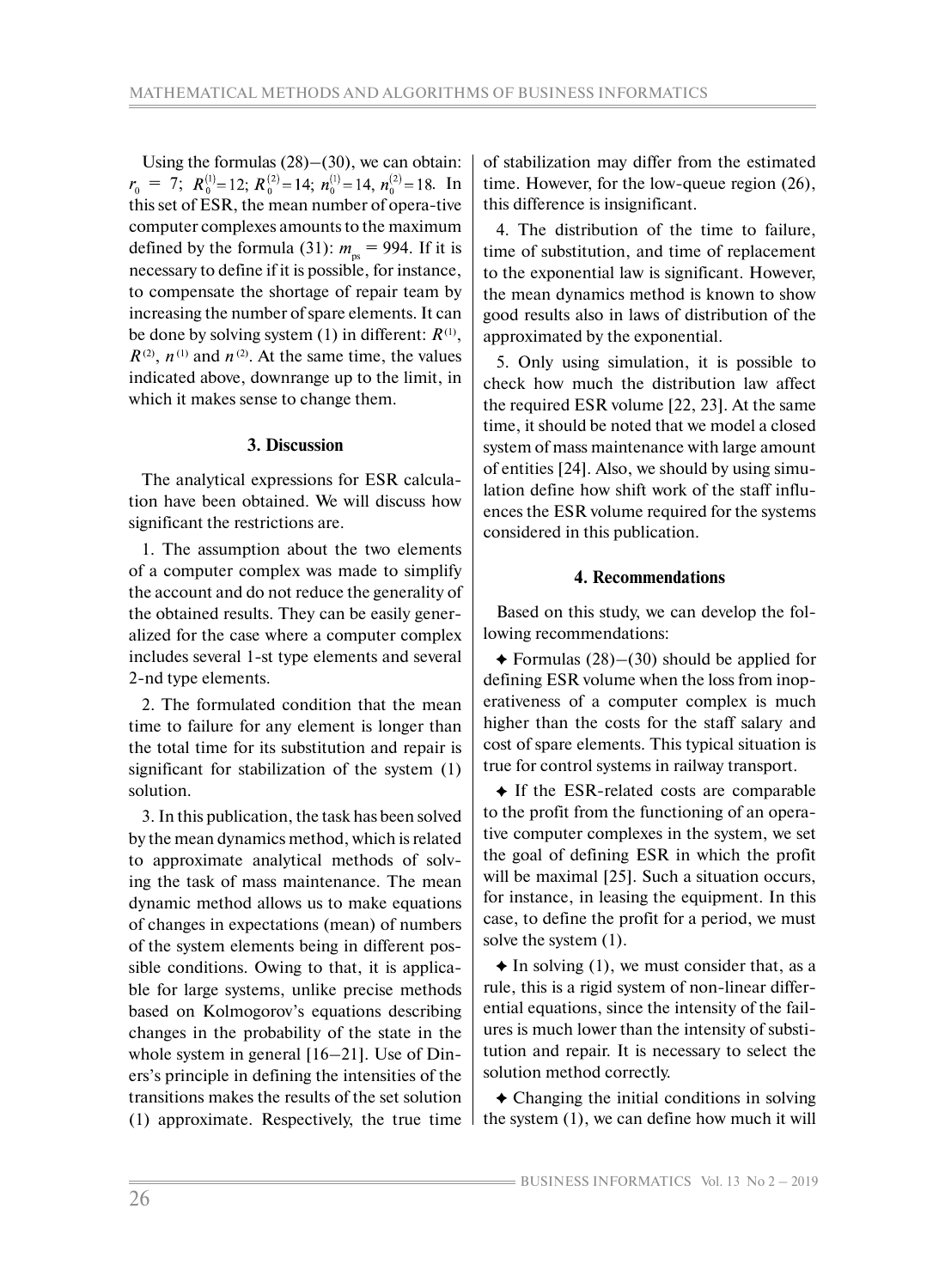Using the formulas (28)–(30), we can obtain: $r_0 = 7$; $R_0^{(1)} = 12$; $R_0^{(2)} = 14$; $n_0^{(1)} = 14$, $n_0^{(2)} = 18$. In this set of ESR, the mean number of opera-tive computer complexes amounts to the maximum defined by the formula (31): $m_{ps} = 994$. If it is necessary to define if it is possible, for instance, to compensate the shortage of repair team by increasing the number of spare elements. It can be done by solving system (1) in different: $R^{(1)}$, $R^{(2)}$, $n^{(1)}$ and $n^{(2)}$. At the same time, the values indicated above, downrange up to the limit, in which it makes sense to change them.

## 3. Discussion

The analytical expressions for ESR calculation have been obtained. We will discuss how significant the restrictions are.

1. The assumption about the two elements of a computer complex was made to simplify the account and do not reduce the generality of the obtained results. They can be easily generalized for the case where a computer complex includes several 1-st type elements and several 2-nd type elements.

2. The formulated condition that the mean time to failure for any element is longer than the total time for its substitution and repair is significant for stabilization of the system (1) solution.

3. In this publication, the task has been solved by the mean dynamics method, which is related to approximate analytical methods of solving the task of mass maintenance. The mean dynamic method allows us to make equations of changes in expectations (mean) of numbers of the system elements being in different possible conditions. Owing to that, it is applicable for large systems, unlike precise methods based on Kolmogorov's equations describing changes in the probability of the state in the whole system in general [16–21]. Use of Diners's principle in defining the intensities of the transitions makes the results of the set solution (1) approximate. Respectively, the true time of stabilization may differ from the estimated time. However, for the low-queue region (26), this difference is insignificant.

4. The distribution of the time to failure, time of substitution, and time of replacement to the exponential law is significant. However, the mean dynamics method is known to show good results also in laws of distribution of the approximated by the exponential.

5. Only using simulation, it is possible to check how much the distribution law affect the required ESR volume [22, 23]. At the same time, it should be noted that we model a closed system of mass maintenance with large amount of entities [24]. Also, we should by using simulation define how shift work of the staff influences the ESR volume required for the systems considered in this publication.

## 4. Recommendations

Based on this study, we can develop the following recommendations:

✦ Formulas (28)–(30) should be applied for defining ESR volume when the loss from inoperativeness of a computer complex is much higher than the costs for the staff salary and cost of spare elements. This typical situation is true for control systems in railway transport.

✦ If the ESR-related costs are comparable to the profit from the functioning of an operative computer complexes in the system, we set the goal of defining ESR in which the profit will be maximal [25]. Such a situation occurs, for instance, in leasing the equipment. In this case, to define the profit for a period, we must solve the system (1).

✦ In solving (1), we must consider that, as a rule, this is a rigid system of non-linear differential equations, since the intensity of the failures is much lower than the intensity of substitution and repair. It is necessary to select the solution method correctly.

✦ Changing the initial conditions in solving the system (1), we can define how much it will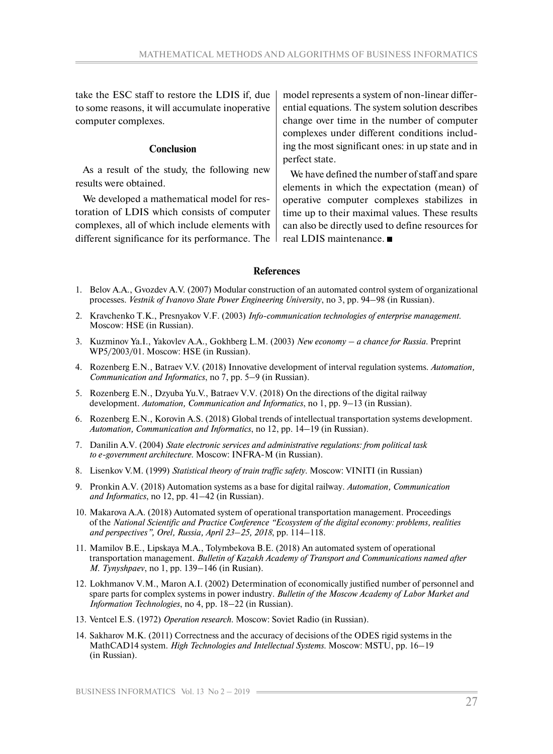take the ESC staff to restore the LDIS if, due to some reasons, it will accumulate inoperative computer complexes.

## Conclusion

As a result of the study, the following new results were obtained.

We developed a mathematical model for restoration of LDIS which consists of computer complexes, all of which include elements with different significance for its performance. The model represents a system of non-linear differential equations. The system solution describes change over time in the number of computer complexes under different conditions including the most significant ones: in up state and in perfect state.

We have defined the number of staff and spare elements in which the expectation (mean) of operative computer complexes stabilizes in time up to their maximal values. These results can also be directly used to define resources for real LDIS maintenance. ■

## References

1. Belov A.A., Gvozdev A.V. (2007) Modular construction of an automated control system of organizational processes. *Vestnik of Ivanovo State Power Engineering University*, no 3, pp. 94–98 (in Russian).
2. Kravchenko T.K., Presnyakov V.F. (2003) *Info-communication technologies of enterprise management*. Moscow: HSE (in Russian).
3. Kuzminov Ya.I., Yakovlev A.A., Gokhberg L.M. (2003) *New economy – a chance for Russia*. Preprint WP5/2003/01. Moscow: HSE (in Russian).
4. Rozenberg E.N., Batraev V.V. (2018) Innovative development of interval regulation systems. *Automation, Communication and Informatics*, no 7, pp. 5–9 (in Russian).
5. Rozenberg E.N., Dzyuba Yu.V., Batraev V.V. (2018) On the directions of the digital railway development. *Automation, Communication and Informatics*, no 1, pp. 9–13 (in Russian).
6. Rozenberg E.N., Korovin A.S. (2018) Global trends of intellectual transportation systems development. *Automation, Communication and Informatics*, no 12, pp. 14–19 (in Russian).
7. Danilin A.V. (2004) *State electronic services and administrative regulations: from political task to e-government architecture*. Moscow: INFRA-M (in Russian).
8. Lisenkov V.M. (1999) *Statistical theory of train traffic safety*. Moscow: VINITI (in Russian)
9. Pronkin A.V. (2018) Automation systems as a base for digital railway. *Automation, Communication and Informatics*, no 12, pp. 41–42 (in Russian).
10. Makarova A.A. (2018) Automated system of operational transportation management. Proceedings of the *National Scientific and Practice Conference "Ecosystem of the digital economy: problems, realities and perspectives", Orel, Russia, April 23–25, 2018*, pp. 114–118.
11. Mamilov B.E., Lipskaya M.A., Tolymbekova B.E. (2018) An automated system of operational transportation management. *Bulletin of Kazakh Academy of Transport and Communications named after M. Tynyshpaev*, no 1, pp. 139–146 (in Rusian).
12. Lokhmanov V.M., Maron A.I. (2002) Determination of economically justified number of personnel and spare parts for complex systems in power industry. *Bulletin of the Moscow Academy of Labor Market and Information Technologies*, no 4, pp. 18–22 (in Russian).
13. Ventcel E.S. (1972) *Operation research*. Moscow: Soviet Radio (in Russian).
14. Sakharov M.K. (2011) Correctness and the accuracy of decisions of the ODES rigid systems in the MathCAD14 system. *High Technologies and Intellectual Systems*. Moscow: MSTU, pp. 16–19 (in Russian).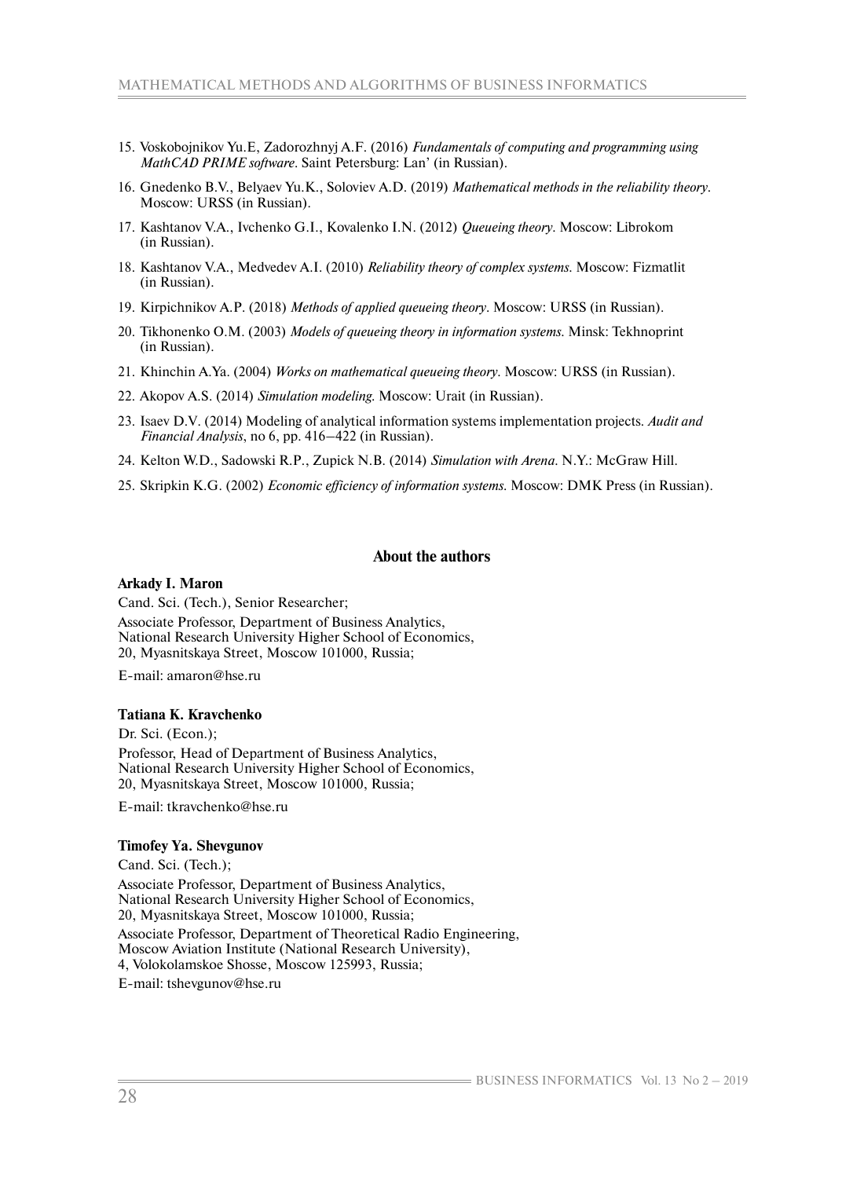15. Voskobojnikov Yu.E, Zadorozhnyj A.F. (2016) *Fundamentals of computing and programming using MathCAD PRIME software*. Saint Petersburg: Lan' (in Russian).

16. Gnedenko B.V., Belyaev Yu.K., Soloviev A.D. (2019) *Mathematical methods in the reliability theory*. Moscow: URSS (in Russian).

17. Kashtanov V.A., Ivchenko G.I., Kovalenko I.N. (2012) *Queueing theory*. Moscow: Librokom (in Russian).

18. Kashtanov V.A., Medvedev A.I. (2010) *Reliability theory of complex systems*. Moscow: Fizmatlit (in Russian).

19. Kirpichnikov A.P. (2018) *Methods of applied queueing theory*. Moscow: URSS (in Russian).

20. Tikhonenko O.M. (2003) *Models of queueing theory in information systems*. Minsk: Tekhnoprint (in Russian).

21. Khinchin A.Ya. (2004) *Works on mathematical queueing theory*. Moscow: URSS (in Russian).

22. Akopov A.S. (2014) *Simulation modeling*. Moscow: Urait (in Russian).

23. Isaev D.V. (2014) Modeling of analytical information systems implementation projects. *Audit and Financial Analysis*, no 6, pp. 416–422 (in Russian).

24. Kelton W.D., Sadowski R.P., Zupick N.B. (2014) *Simulation with Arena*. N.Y.: McGraw Hill.

25. Skripkin K.G. (2002) *Economic efficiency of information systems*. Moscow: DMK Press (in Russian).

## About the authors

**Arkady I. Maron**

Cand. Sci. (Tech.), Senior Researcher;

Associate Professor, Department of Business Analytics,
National Research University Higher School of Economics,
20, Myasnitskaya Street, Moscow 101000, Russia;

E-mail: amaron@hse.ru

**Tatiana K. Kravchenko**

Dr. Sci. (Econ.);

Professor, Head of Department of Business Analytics,
National Research University Higher School of Economics,
20, Myasnitskaya Street, Moscow 101000, Russia;

E-mail: tkravchenko@hse.ru

**Timofey Ya. Shevgunov**

Cand. Sci. (Tech.);

Associate Professor, Department of Business Analytics,
National Research University Higher School of Economics,
20, Myasnitskaya Street, Moscow 101000, Russia;

Associate Professor, Department of Theoretical Radio Engineering,
Moscow Aviation Institute (National Research University),
4, Volokolamskoe Shosse, Moscow 125993, Russia;

E-mail: tshevgunov@hse.ru